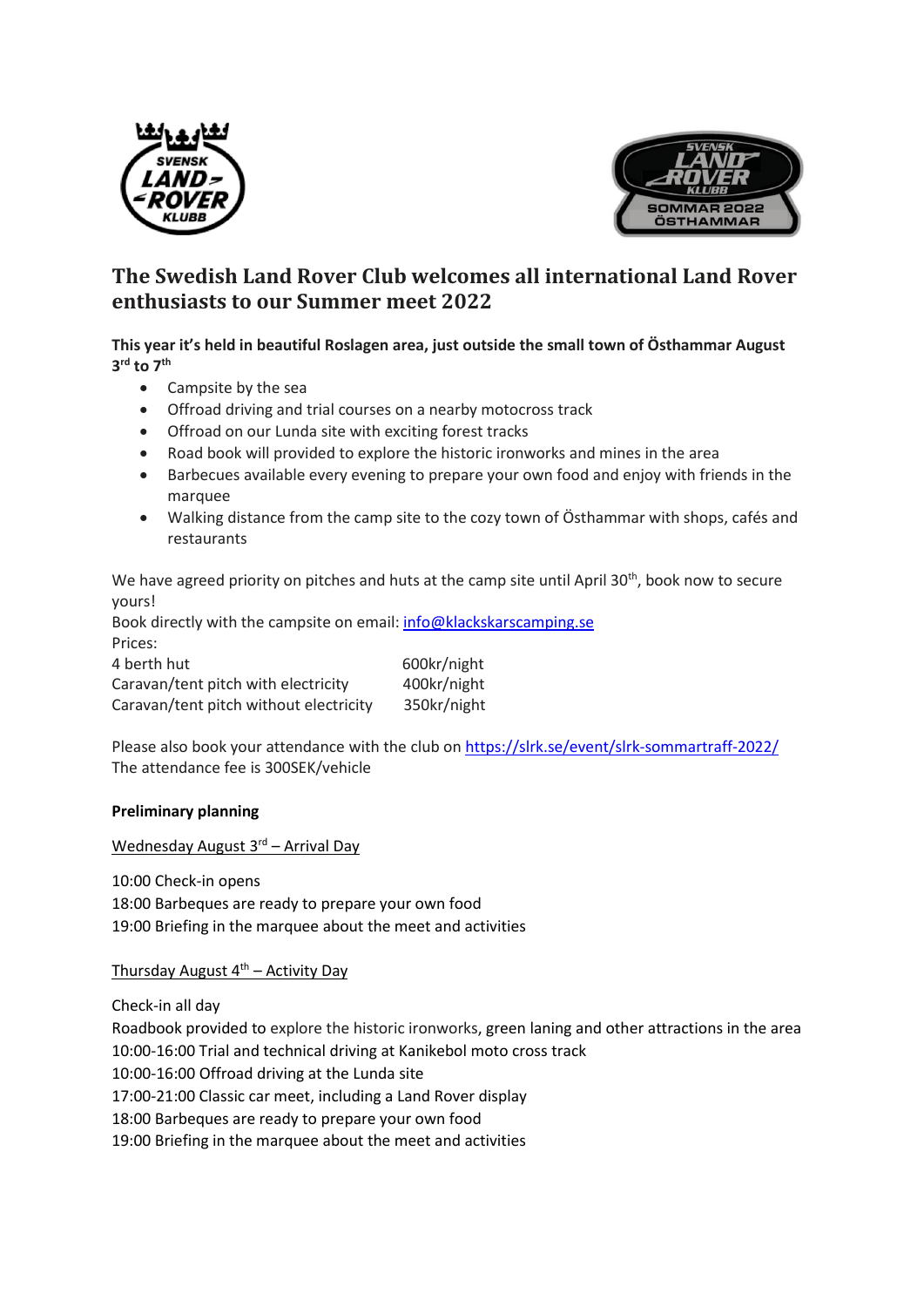# The Swedish Land Rover Club welcomes all international Land Rover enthusiasts to our Summer meet 2022

**This year it's held in beautiful Roslagen area, just outside the small town of Östhammar August 3rd to 7th**

- Campsite by the sea
- Offroad driving and trial courses on a nearby motocross track
- Offroad on our Lunda site with exciting forest tracks
- Road book will provided to explore the historic ironworks and mines in the area
- Barbecues available every evening to prepare your own food and enjoy with friends in the marquee
- Walking distance from the camp site to the cozy town of Östhammar with shops, cafés and restaurants

We have agreed priority on pitches and huts at the camp site until April 30th, book now to secure yours!
Book directly with the campsite on email: info@klackskarscamping.se
Prices:

| | |
|---|---|
| 4 berth hut | 600kr/night |
| Caravan/tent pitch with electricity | 400kr/night |
| Caravan/tent pitch without electricity | 350kr/night |

Please also book your attendance with the club on https://slrk.se/event/slrk-sommartraff-2022/
The attendance fee is 300SEK/vehicle

**Preliminary planning**

Wednesday August 3rd – Arrival Day

10:00 Check-in opens
18:00 Barbeques are ready to prepare your own food
19:00 Briefing in the marquee about the meet and activities

Thursday August 4th – Activity Day

Check-in all day
Roadbook provided to explore the historic ironworks, green laning and other attractions in the area
10:00-16:00 Trial and technical driving at Kanikebol moto cross track
10:00-16:00 Offroad driving at the Lunda site
17:00-21:00 Classic car meet, including a Land Rover display
18:00 Barbeques are ready to prepare your own food
19:00 Briefing in the marquee about the meet and activities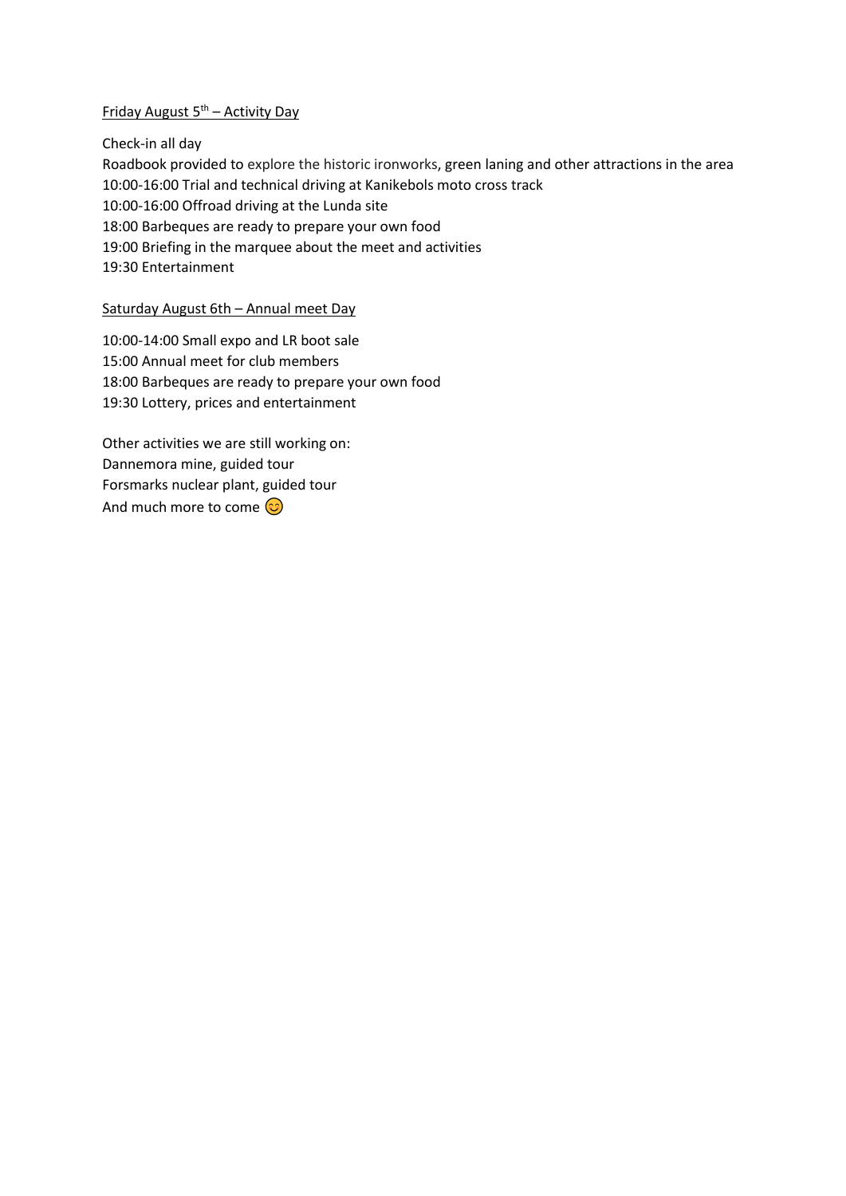Friday August 5th – Activity Day

Check-in all day
Roadbook provided to explore the historic ironworks, green laning and other attractions in the area
10:00-16:00 Trial and technical driving at Kanikebols moto cross track
10:00-16:00 Offroad driving at the Lunda site
18:00 Barbeques are ready to prepare your own food
19:00 Briefing in the marquee about the meet and activities
19:30 Entertainment

Saturday August 6th – Annual meet Day

10:00-14:00 Small expo and LR boot sale
15:00 Annual meet for club members
18:00 Barbeques are ready to prepare your own food
19:30 Lottery, prices and entertainment

Other activities we are still working on:
Dannemora mine, guided tour
Forsmarks nuclear plant, guided tour
And much more to come 😊